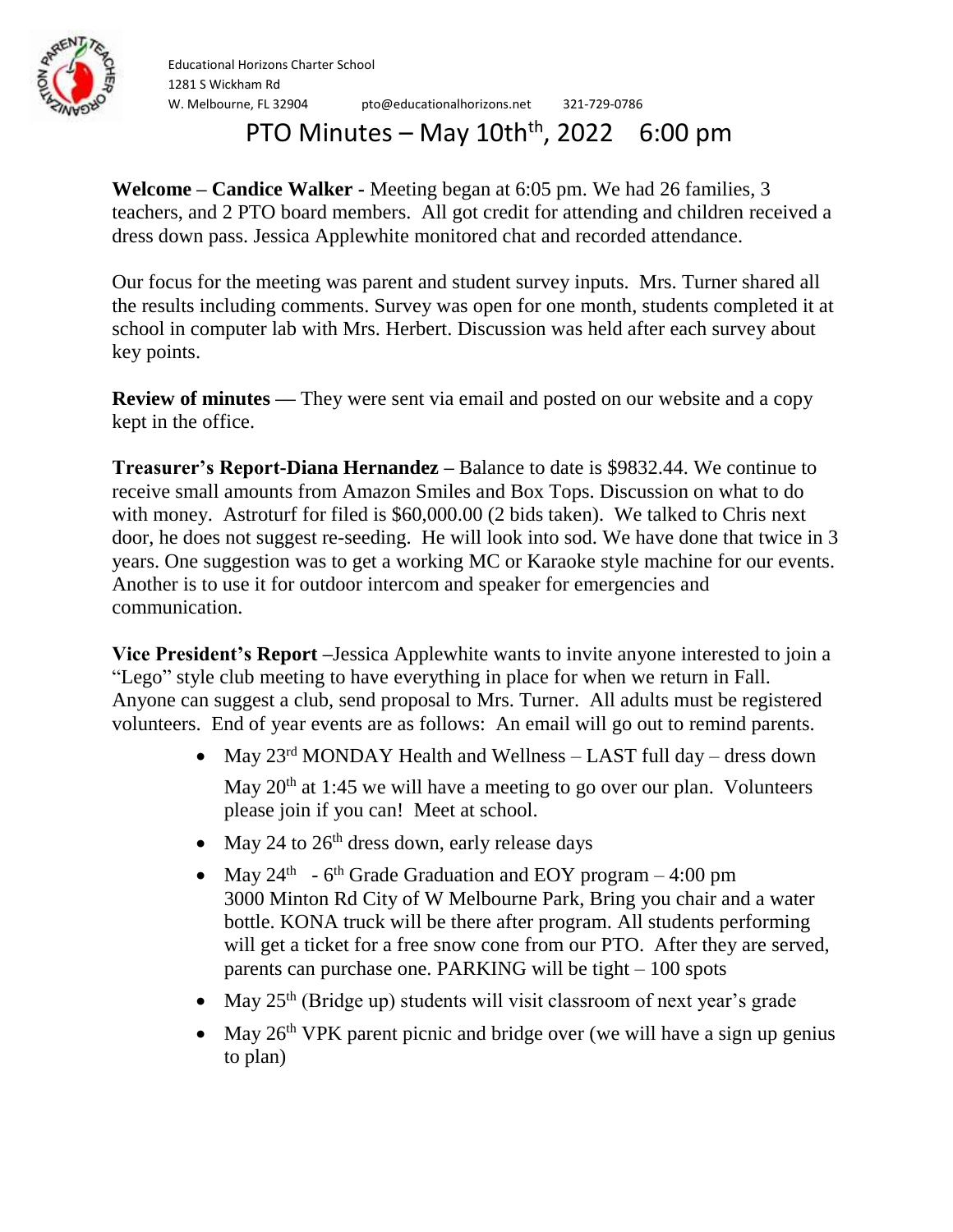Educational Horizons Charter School
1281 S Wickham Rd
W. Melbourne, FL 32904 pto@educationalhorizons.net 321-729-0786

# PTO Minutes – May 10th[th], 2022 6:00 pm

**Welcome – Candice Walker -** Meeting began at 6:05 pm. We had 26 families, 3 teachers, and 2 PTO board members. All got credit for attending and children received a dress down pass. Jessica Applewhite monitored chat and recorded attendance.

Our focus for the meeting was parent and student survey inputs. Mrs. Turner shared all the results including comments. Survey was open for one month, students completed it at school in computer lab with Mrs. Herbert. Discussion was held after each survey about key points.

**Review of minutes —** They were sent via email and posted on our website and a copy kept in the office.

**Treasurer's Report-Diana Hernandez –** Balance to date is $9832.44. We continue to receive small amounts from Amazon Smiles and Box Tops. Discussion on what to do with money. Astroturf for filed is $60,000.00 (2 bids taken). We talked to Chris next door, he does not suggest re-seeding. He will look into sod. We have done that twice in 3 years. One suggestion was to get a working MC or Karaoke style machine for our events. Another is to use it for outdoor intercom and speaker for emergencies and communication.

**Vice President's Report –**Jessica Applewhite wants to invite anyone interested to join a "Lego" style club meeting to have everything in place for when we return in Fall. Anyone can suggest a club, send proposal to Mrs. Turner. All adults must be registered volunteers. End of year events are as follows: An email will go out to remind parents.

- May 23rd MONDAY Health and Wellness – LAST full day – dress down
  May 20th at 1:45 we will have a meeting to go over our plan. Volunteers please join if you can! Meet at school.
- May 24 to 26th dress down, early release days
- May 24th - 6th Grade Graduation and EOY program – 4:00 pm
  3000 Minton Rd City of W Melbourne Park, Bring you chair and a water bottle. KONA truck will be there after program. All students performing will get a ticket for a free snow cone from our PTO. After they are served, parents can purchase one. PARKING will be tight – 100 spots
- May 25th (Bridge up) students will visit classroom of next year's grade
- May 26th VPK parent picnic and bridge over (we will have a sign up genius to plan)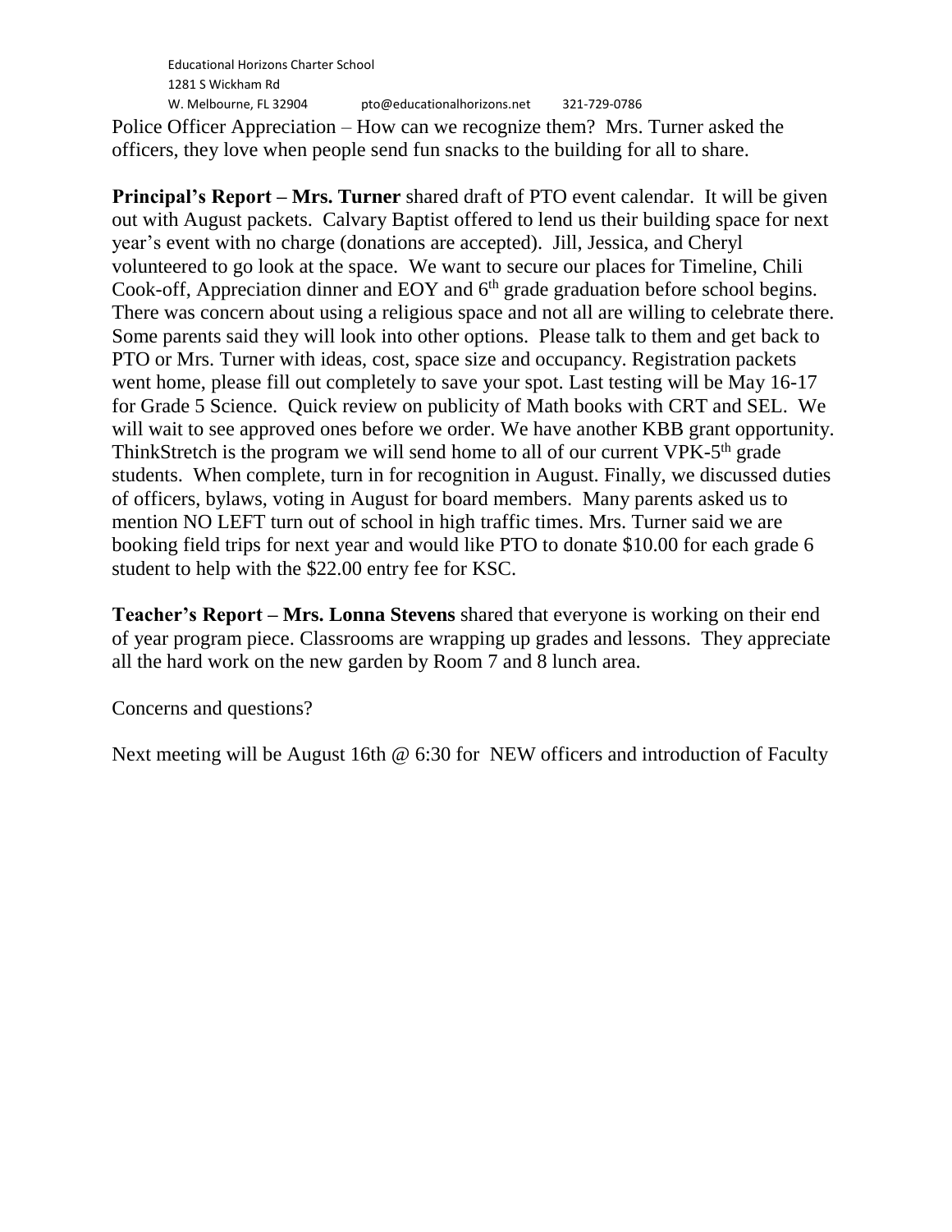Police Officer Appreciation – How can we recognize them? Mrs. Turner asked the officers, they love when people send fun snacks to the building for all to share.

**Principal's Report – Mrs. Turner** shared draft of PTO event calendar. It will be given out with August packets. Calvary Baptist offered to lend us their building space for next year's event with no charge (donations are accepted). Jill, Jessica, and Cheryl volunteered to go look at the space. We want to secure our places for Timeline, Chili Cook-off, Appreciation dinner and EOY and 6th grade graduation before school begins. There was concern about using a religious space and not all are willing to celebrate there. Some parents said they will look into other options. Please talk to them and get back to PTO or Mrs. Turner with ideas, cost, space size and occupancy. Registration packets went home, please fill out completely to save your spot. Last testing will be May 16-17 for Grade 5 Science. Quick review on publicity of Math books with CRT and SEL. We will wait to see approved ones before we order. We have another KBB grant opportunity. ThinkStretch is the program we will send home to all of our current VPK-5th grade students. When complete, turn in for recognition in August. Finally, we discussed duties of officers, bylaws, voting in August for board members. Many parents asked us to mention NO LEFT turn out of school in high traffic times. Mrs. Turner said we are booking field trips for next year and would like PTO to donate $10.00 for each grade 6 student to help with the $22.00 entry fee for KSC.

**Teacher's Report – Mrs. Lonna Stevens** shared that everyone is working on their end of year program piece. Classrooms are wrapping up grades and lessons. They appreciate all the hard work on the new garden by Room 7 and 8 lunch area.

Concerns and questions?

Next meeting will be August 16th @ 6:30 for NEW officers and introduction of Faculty